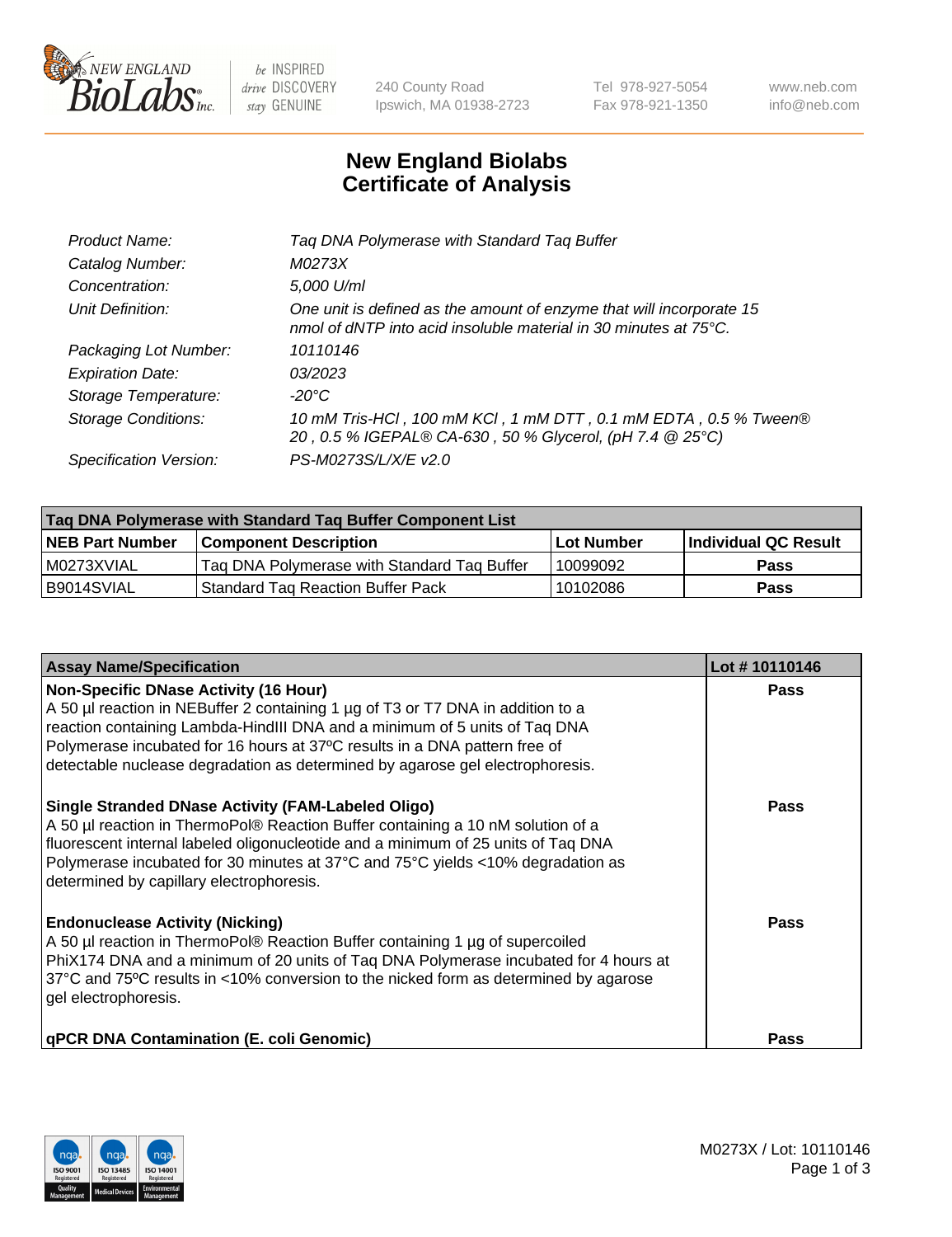# New England Biolabs
## Certificate of Analysis

| | |
|---|---|
| *Product Name:* | *Taq DNA Polymerase with Standard Taq Buffer* |
| *Catalog Number:* | *M0273X* |
| *Concentration:* | *5,000 U/ml* |
| *Unit Definition:* | *One unit is defined as the amount of enzyme that will incorporate 15 nmol of dNTP into acid insoluble material in 30 minutes at 75°C.* |
| *Packaging Lot Number:* | *10110146* |
| *Expiration Date:* | *03/2023* |
| *Storage Temperature:* | *-20°C* |
| *Storage Conditions:* | *10 mM Tris-HCl , 100 mM KCl , 1 mM DTT , 0.1 mM EDTA , 0.5 % Tween® 20 , 0.5 % IGEPAL® CA-630 , 50 % Glycerol, (pH 7.4 @ 25°C)* |
| *Specification Version:* | *PS-M0273S/L/X/E v2.0* |

| Taq DNA Polymerase with Standard Taq Buffer Component List | | | |
|---|---|---|---|
| **NEB Part Number** | **Component Description** | **Lot Number** | **Individual QC Result** |
| M0273XVIAL | Taq DNA Polymerase with Standard Taq Buffer | 10099092 | **Pass** |
| B9014SVIAL | Standard Taq Reaction Buffer Pack | 10102086 | **Pass** |

| Assay Name/Specification | Lot # 10110146 |
|---|---|
| **Non-Specific DNase Activity (16 Hour)**<br>A 50 µl reaction in NEBuffer 2 containing 1 µg of T3 or T7 DNA in addition to a reaction containing Lambda-HindIII DNA and a minimum of 5 units of Taq DNA Polymerase incubated for 16 hours at 37ºC results in a DNA pattern free of detectable nuclease degradation as determined by agarose gel electrophoresis. | **Pass** |
| **Single Stranded DNase Activity (FAM-Labeled Oligo)**<br>A 50 µl reaction in ThermoPol® Reaction Buffer containing a 10 nM solution of a fluorescent internal labeled oligonucleotide and a minimum of 25 units of Taq DNA Polymerase incubated for 30 minutes at 37°C and 75°C yields <10% degradation as determined by capillary electrophoresis. | **Pass** |
| **Endonuclease Activity (Nicking)**<br>A 50 µl reaction in ThermoPol® Reaction Buffer containing 1 µg of supercoiled PhiX174 DNA and a minimum of 20 units of Taq DNA Polymerase incubated for 4 hours at 37°C and 75ºC results in <10% conversion to the nicked form as determined by agarose gel electrophoresis. | **Pass** |
| **qPCR DNA Contamination (E. coli Genomic)** | **Pass** |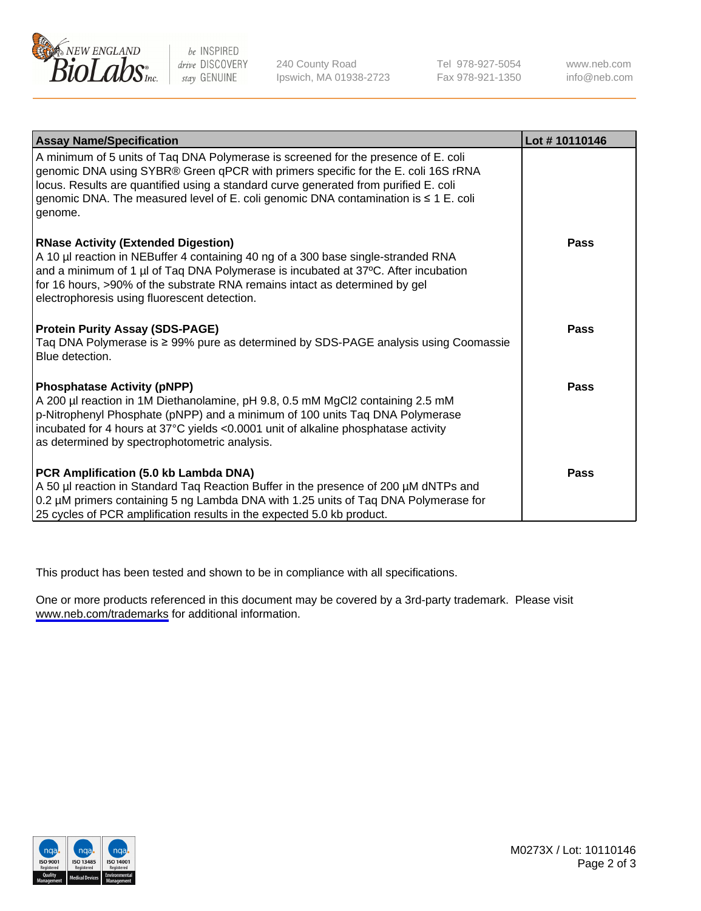| Assay Name/Specification | Lot # 10110146 |
|---|---|
| A minimum of 5 units of Taq DNA Polymerase is screened for the presence of E. coli genomic DNA using SYBR® Green qPCR with primers specific for the E. coli 16S rRNA locus. Results are quantified using a standard curve generated from purified E. coli genomic DNA. The measured level of E. coli genomic DNA contamination is ≤ 1 E. coli genome. | |
| **RNase Activity (Extended Digestion)**<br>A 10 µl reaction in NEBuffer 4 containing 40 ng of a 300 base single-stranded RNA and a minimum of 1 µl of Taq DNA Polymerase is incubated at 37ºC. After incubation for 16 hours, >90% of the substrate RNA remains intact as determined by gel electrophoresis using fluorescent detection. | **Pass** |
| **Protein Purity Assay (SDS-PAGE)**<br>Taq DNA Polymerase is ≥ 99% pure as determined by SDS-PAGE analysis using Coomassie Blue detection. | **Pass** |
| **Phosphatase Activity (pNPP)**<br>A 200 µl reaction in 1M Diethanolamine, pH 9.8, 0.5 mM $MgCl_2$ containing 2.5 mM p-Nitrophenyl Phosphate (pNPP) and a minimum of 100 units Taq DNA Polymerase incubated for 4 hours at 37°C yields <0.0001 unit of alkaline phosphatase activity as determined by spectrophotometric analysis. | **Pass** |
| **PCR Amplification (5.0 kb Lambda DNA)**<br>A 50 µl reaction in Standard Taq Reaction Buffer in the presence of 200 µM dNTPs and 0.2 µM primers containing 5 ng Lambda DNA with 1.25 units of Taq DNA Polymerase for 25 cycles of PCR amplification results in the expected 5.0 kb product. | **Pass** |

This product has been tested and shown to be in compliance with all specifications.

One or more products referenced in this document may be covered by a 3rd-party trademark. Please visit www.neb.com/trademarks for additional information.

M0273X / Lot: 10110146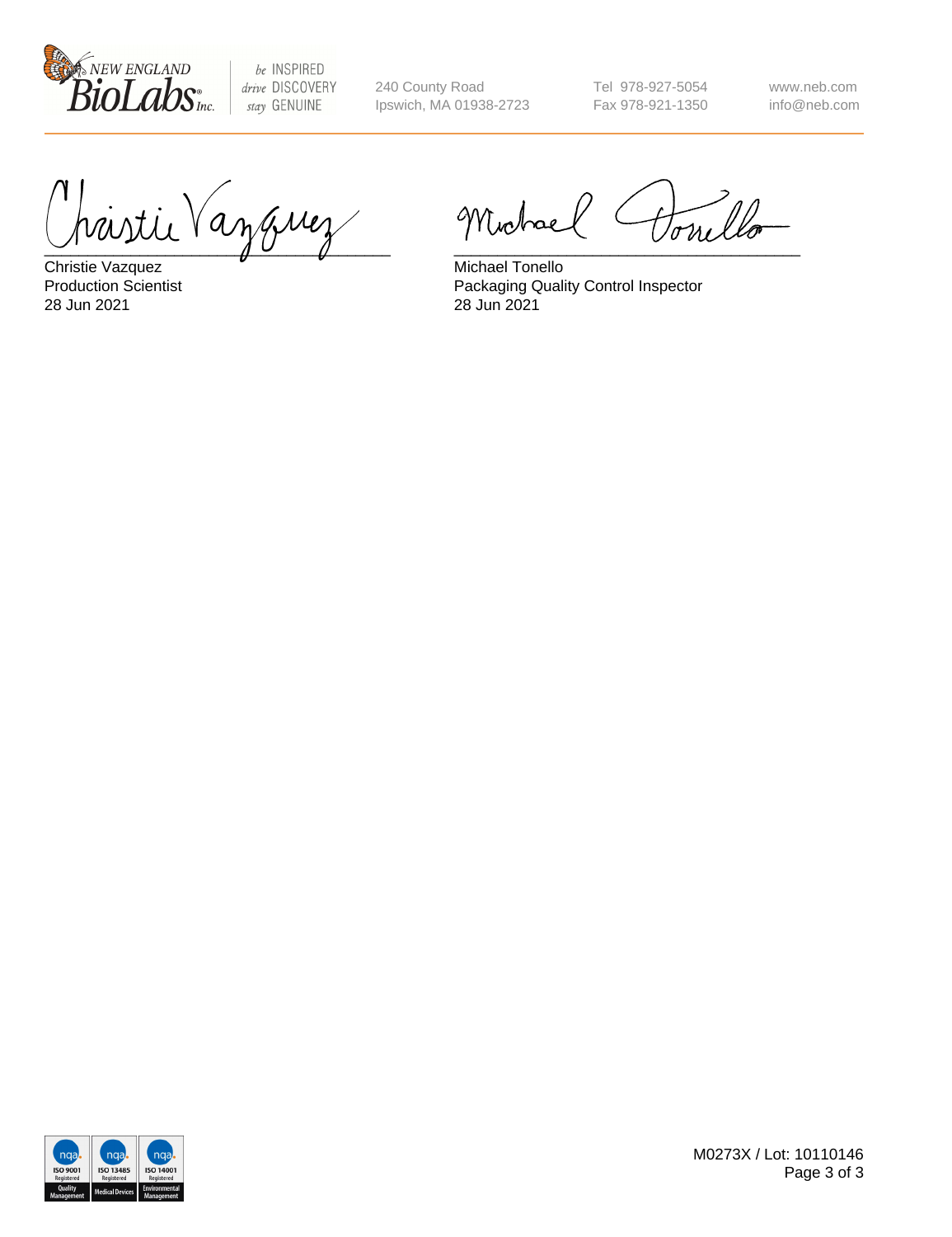New England BioLabs Inc. — be INSPIRED drive DISCOVERY stay GENUINE

240 County Road
Ipswich, MA 01938-2723

Tel 978-927-5054
Fax 978-921-1350

www.neb.com
info@neb.com

Christie Vazquez
Production Scientist
28 Jun 2021

Michael Tonello
Packaging Quality Control Inspector
28 Jun 2021

M0273X / Lot: 10110146